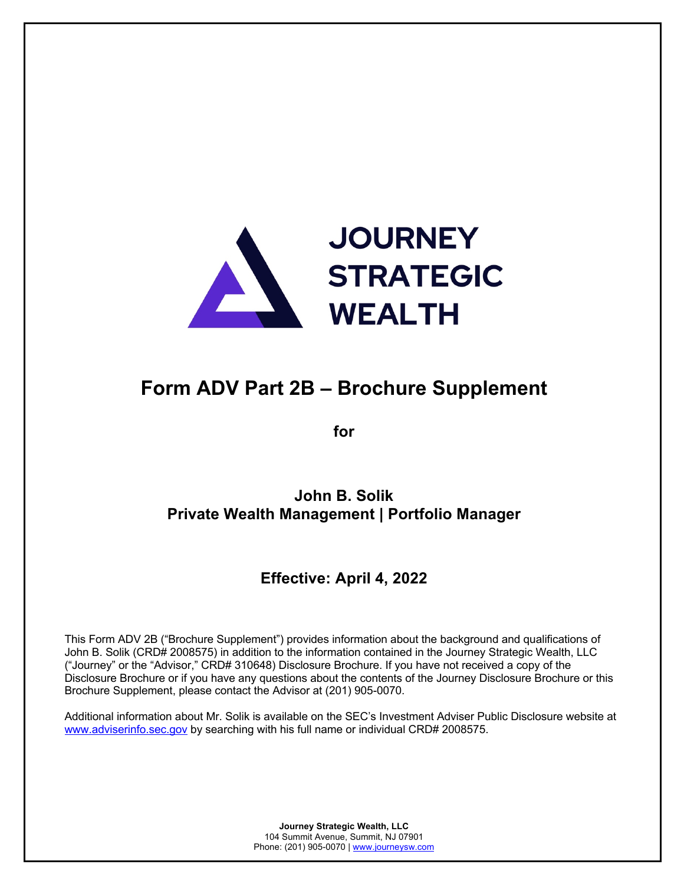JOURNEY STRATEGIC WEALTH

# Form ADV Part 2B – Brochure Supplement

**for**

## John B. Solik
## Private Wealth Management | Portfolio Manager

### Effective: April 4, 2022

This Form ADV 2B ("Brochure Supplement") provides information about the background and qualifications of John B. Solik (CRD# 2008575) in addition to the information contained in the Journey Strategic Wealth, LLC ("Journey" or the "Advisor," CRD# 310648) Disclosure Brochure. If you have not received a copy of the Disclosure Brochure or if you have any questions about the contents of the Journey Disclosure Brochure or this Brochure Supplement, please contact the Advisor at (201) 905-0070.

Additional information about Mr. Solik is available on the SEC's Investment Adviser Public Disclosure website at www.adviserinfo.sec.gov by searching with his full name or individual CRD# 2008575.

**Journey Strategic Wealth, LLC**
104 Summit Avenue, Summit, NJ 07901
Phone: (201) 905-0070 | www.journeysw.com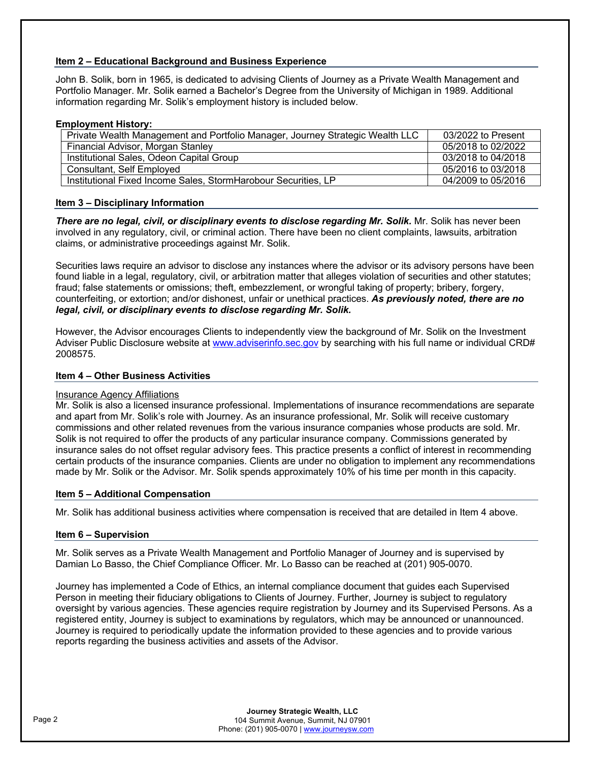## Item 2 – Educational Background and Business Experience

John B. Solik, born in 1965, is dedicated to advising Clients of Journey as a Private Wealth Management and Portfolio Manager. Mr. Solik earned a Bachelor's Degree from the University of Michigan in 1989. Additional information regarding Mr. Solik's employment history is included below.

**Employment History:**

| | |
|---|---|
| Private Wealth Management and Portfolio Manager, Journey Strategic Wealth LLC | 03/2022 to Present |
| Financial Advisor, Morgan Stanley | 05/2018 to 02/2022 |
| Institutional Sales, Odeon Capital Group | 03/2018 to 04/2018 |
| Consultant, Self Employed | 05/2016 to 03/2018 |
| Institutional Fixed Income Sales, StormHarobour Securities, LP | 04/2009 to 05/2016 |

## Item 3 – Disciplinary Information

***There are no legal, civil, or disciplinary events to disclose regarding Mr. Solik.*** Mr. Solik has never been involved in any regulatory, civil, or criminal action. There have been no client complaints, lawsuits, arbitration claims, or administrative proceedings against Mr. Solik.

Securities laws require an advisor to disclose any instances where the advisor or its advisory persons have been found liable in a legal, regulatory, civil, or arbitration matter that alleges violation of securities and other statutes; fraud; false statements or omissions; theft, embezzlement, or wrongful taking of property; bribery, forgery, counterfeiting, or extortion; and/or dishonest, unfair or unethical practices. ***As previously noted, there are no legal, civil, or disciplinary events to disclose regarding Mr. Solik.***

However, the Advisor encourages Clients to independently view the background of Mr. Solik on the Investment Adviser Public Disclosure website at www.adviserinfo.sec.gov by searching with his full name or individual CRD# 2008575.

## Item 4 – Other Business Activities

Insurance Agency Affiliations

Mr. Solik is also a licensed insurance professional. Implementations of insurance recommendations are separate and apart from Mr. Solik's role with Journey. As an insurance professional, Mr. Solik will receive customary commissions and other related revenues from the various insurance companies whose products are sold. Mr. Solik is not required to offer the products of any particular insurance company. Commissions generated by insurance sales do not offset regular advisory fees. This practice presents a conflict of interest in recommending certain products of the insurance companies. Clients are under no obligation to implement any recommendations made by Mr. Solik or the Advisor. Mr. Solik spends approximately 10% of his time per month in this capacity.

## Item 5 – Additional Compensation

Mr. Solik has additional business activities where compensation is received that are detailed in Item 4 above.

## Item 6 – Supervision

Mr. Solik serves as a Private Wealth Management and Portfolio Manager of Journey and is supervised by Damian Lo Basso, the Chief Compliance Officer. Mr. Lo Basso can be reached at (201) 905-0070.

Journey has implemented a Code of Ethics, an internal compliance document that guides each Supervised Person in meeting their fiduciary obligations to Clients of Journey. Further, Journey is subject to regulatory oversight by various agencies. These agencies require registration by Journey and its Supervised Persons. As a registered entity, Journey is subject to examinations by regulators, which may be announced or unannounced. Journey is required to periodically update the information provided to these agencies and to provide various reports regarding the business activities and assets of the Advisor.